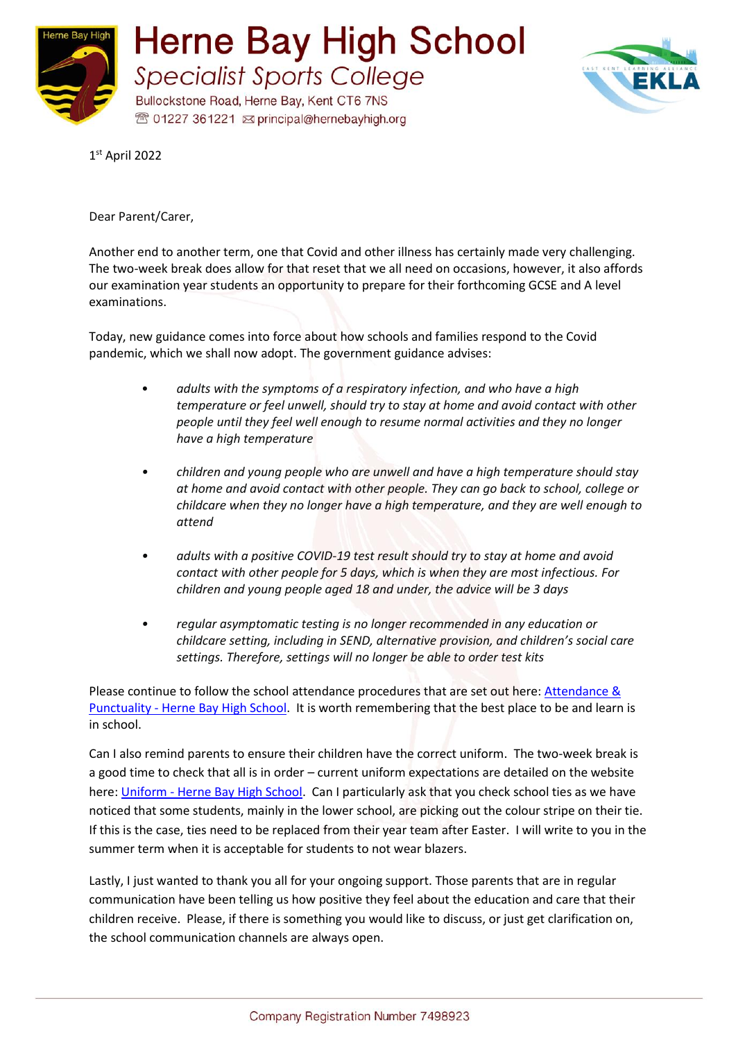# Herne Bay High School

## Specialist Sports College

Bullockstone Road, Herne Bay, Kent CT6 7NS
01227 361221 principal@hernebayhigh.org

1st April 2022

Dear Parent/Carer,

Another end to another term, one that Covid and other illness has certainly made very challenging. The two-week break does allow for that reset that we all need on occasions, however, it also affords our examination year students an opportunity to prepare for their forthcoming GCSE and A level examinations.

Today, new guidance comes into force about how schools and families respond to the Covid pandemic, which we shall now adopt. The government guidance advises:

- *adults with the symptoms of a respiratory infection, and who have a high temperature or feel unwell, should try to stay at home and avoid contact with other people until they feel well enough to resume normal activities and they no longer have a high temperature*
- *children and young people who are unwell and have a high temperature should stay at home and avoid contact with other people. They can go back to school, college or childcare when they no longer have a high temperature, and they are well enough to attend*
- *adults with a positive COVID-19 test result should try to stay at home and avoid contact with other people for 5 days, which is when they are most infectious. For children and young people aged 18 and under, the advice will be 3 days*
- *regular asymptomatic testing is no longer recommended in any education or childcare setting, including in SEND, alternative provision, and children's social care settings. Therefore, settings will no longer be able to order test kits*

Please continue to follow the school attendance procedures that are set out here: [Attendance & Punctuality - Herne Bay High School](). It is worth remembering that the best place to be and learn is in school.

Can I also remind parents to ensure their children have the correct uniform. The two-week break is a good time to check that all is in order – current uniform expectations are detailed on the website here: [Uniform - Herne Bay High School](). Can I particularly ask that you check school ties as we have noticed that some students, mainly in the lower school, are picking out the colour stripe on their tie. If this is the case, ties need to be replaced from their year team after Easter. I will write to you in the summer term when it is acceptable for students to not wear blazers.

Lastly, I just wanted to thank you all for your ongoing support. Those parents that are in regular communication have been telling us how positive they feel about the education and care that their children receive. Please, if there is something you would like to discuss, or just get clarification on, the school communication channels are always open.

Company Registration Number 7498923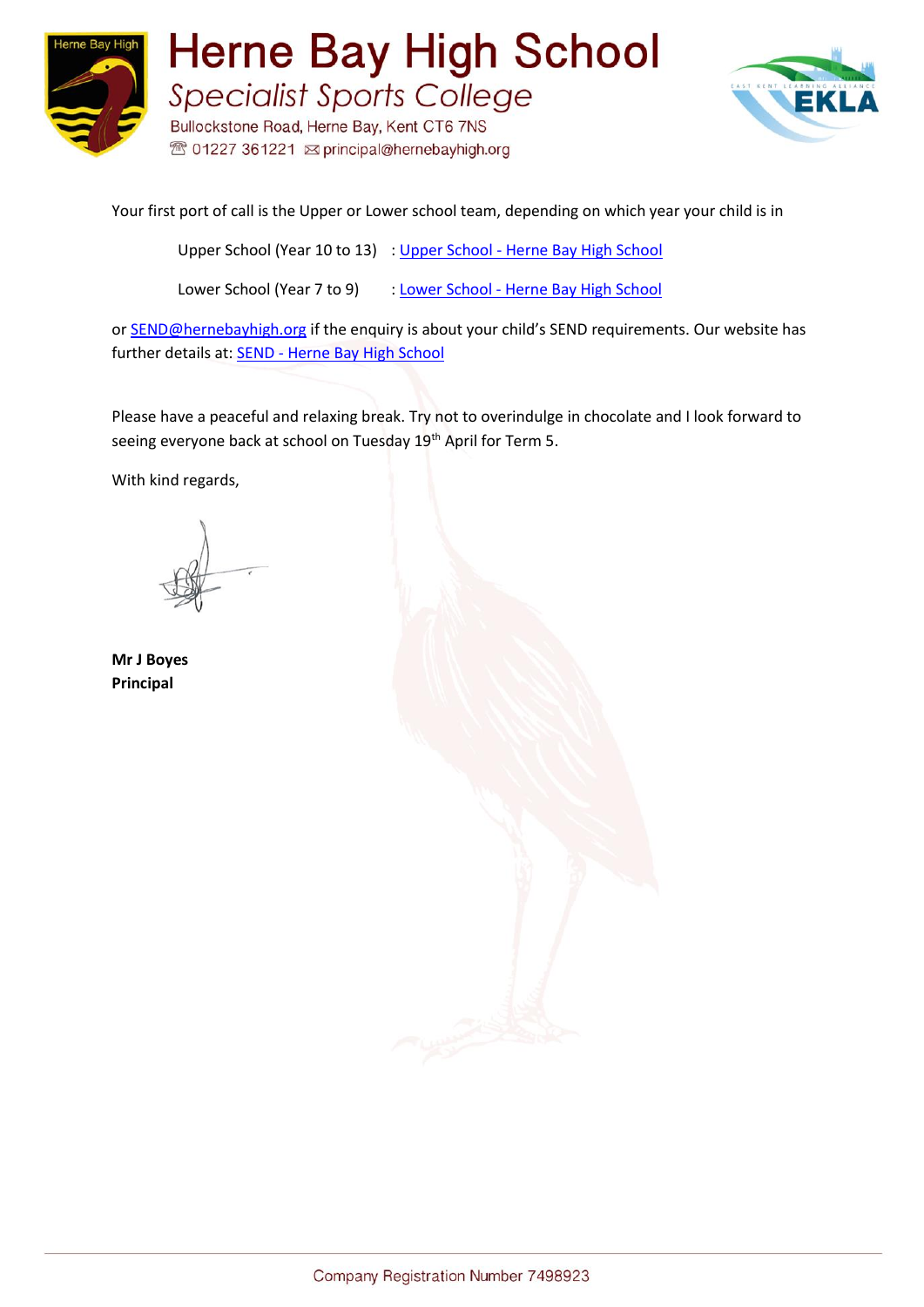# Herne Bay High School

*Specialist Sports College*

Bullockstone Road, Herne Bay, Kent CT6 7NS

01227 361221 principal@hernebayhigh.org

Your first port of call is the Upper or Lower school team, depending on which year your child is in

Upper School (Year 10 to 13) : Upper School - Herne Bay High School

Lower School (Year 7 to 9) : Lower School - Herne Bay High School

or SEND@hernebayhigh.org if the enquiry is about your child's SEND requirements. Our website has further details at: SEND - Herne Bay High School

Please have a peaceful and relaxing break. Try not to overindulge in chocolate and I look forward to seeing everyone back at school on Tuesday 19th April for Term 5.

With kind regards,

**Mr J Boyes**
**Principal**

Company Registration Number 7498923